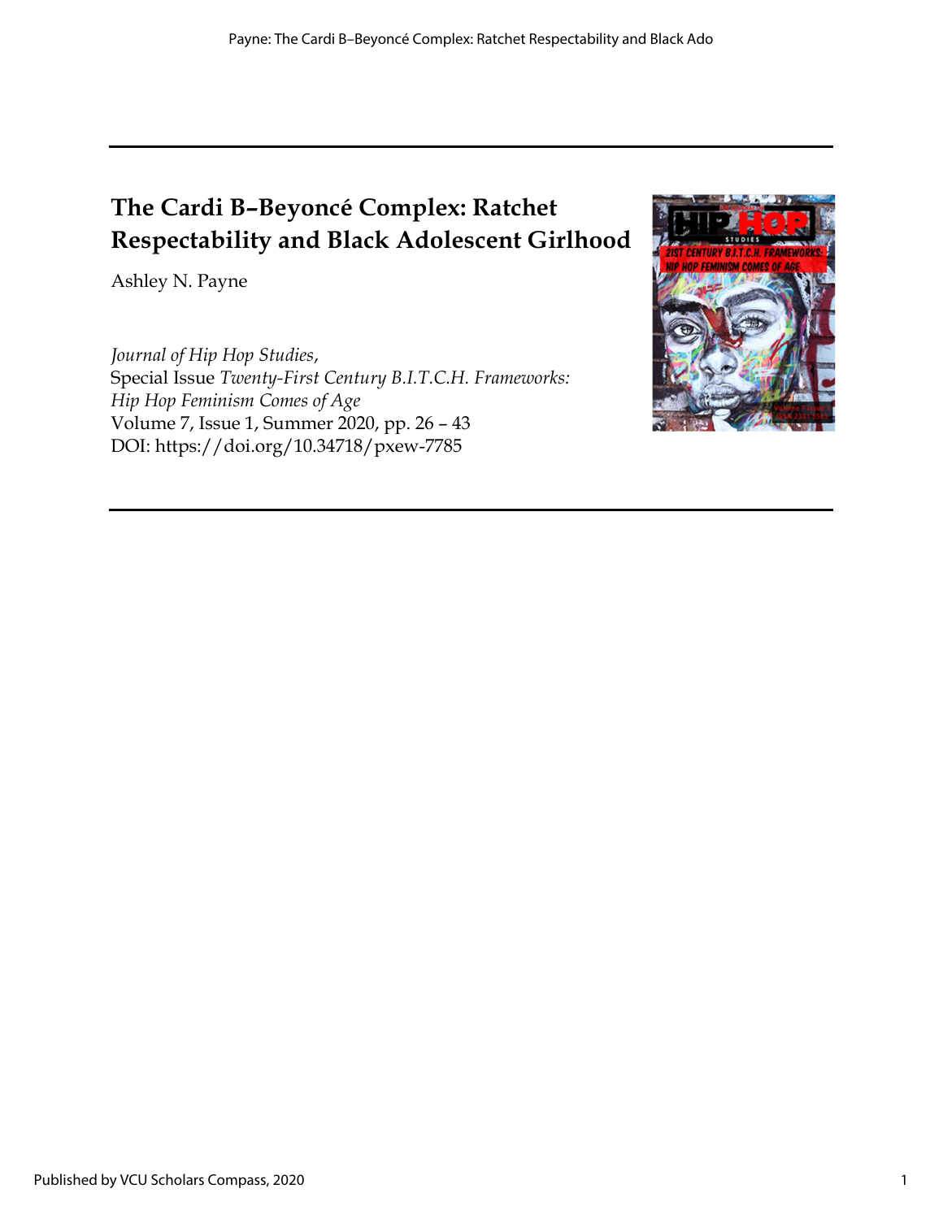# The Cardi B–Beyoncé Complex: Ratchet Respectability and Black Adolescent Girlhood

Ashley N. Payne

*Journal of Hip Hop Studies*,
Special Issue *Twenty-First Century B.I.T.C.H. Frameworks: Hip Hop Feminism Comes of Age*
Volume 7, Issue 1, Summer 2020, pp. 26 – 43
DOI: https://doi.org/10.34718/pxew-7785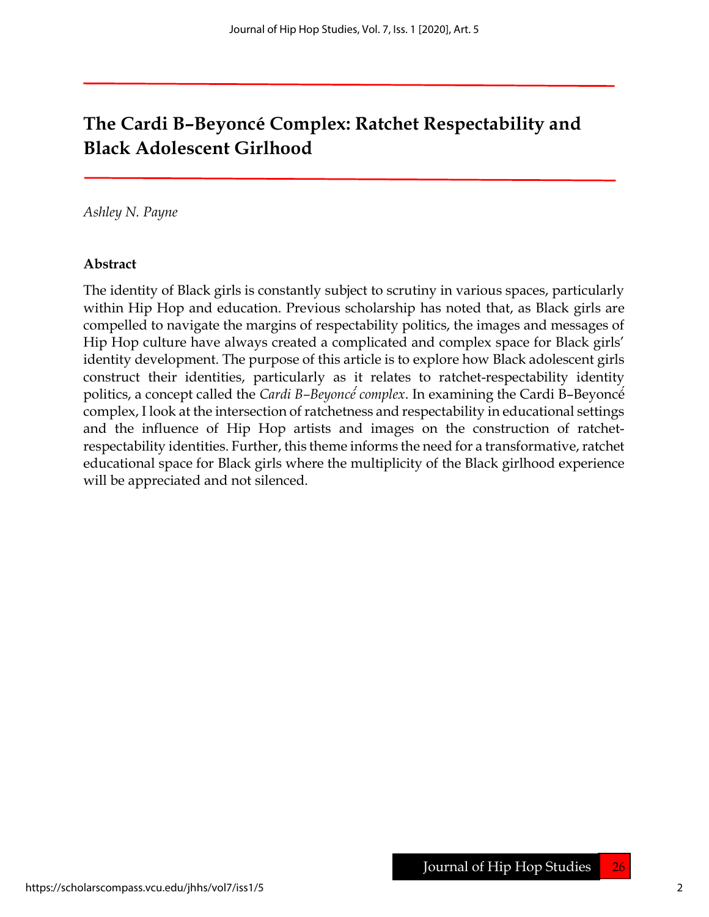# The Cardi B–Beyoncé Complex: Ratchet Respectability and Black Adolescent Girlhood

*Ashley N. Payne*

**Abstract**

The identity of Black girls is constantly subject to scrutiny in various spaces, particularly within Hip Hop and education. Previous scholarship has noted that, as Black girls are compelled to navigate the margins of respectability politics, the images and messages of Hip Hop culture have always created a complicated and complex space for Black girls' identity development. The purpose of this article is to explore how Black adolescent girls construct their identities, particularly as it relates to ratchet-respectability identity politics, a concept called the *Cardi B–Beyoncé complex*. In examining the Cardi B–Beyoncé complex, I look at the intersection of ratchetness and respectability in educational settings and the influence of Hip Hop artists and images on the construction of ratchet-respectability identities. Further, this theme informs the need for a transformative, ratchet educational space for Black girls where the multiplicity of the Black girlhood experience will be appreciated and not silenced.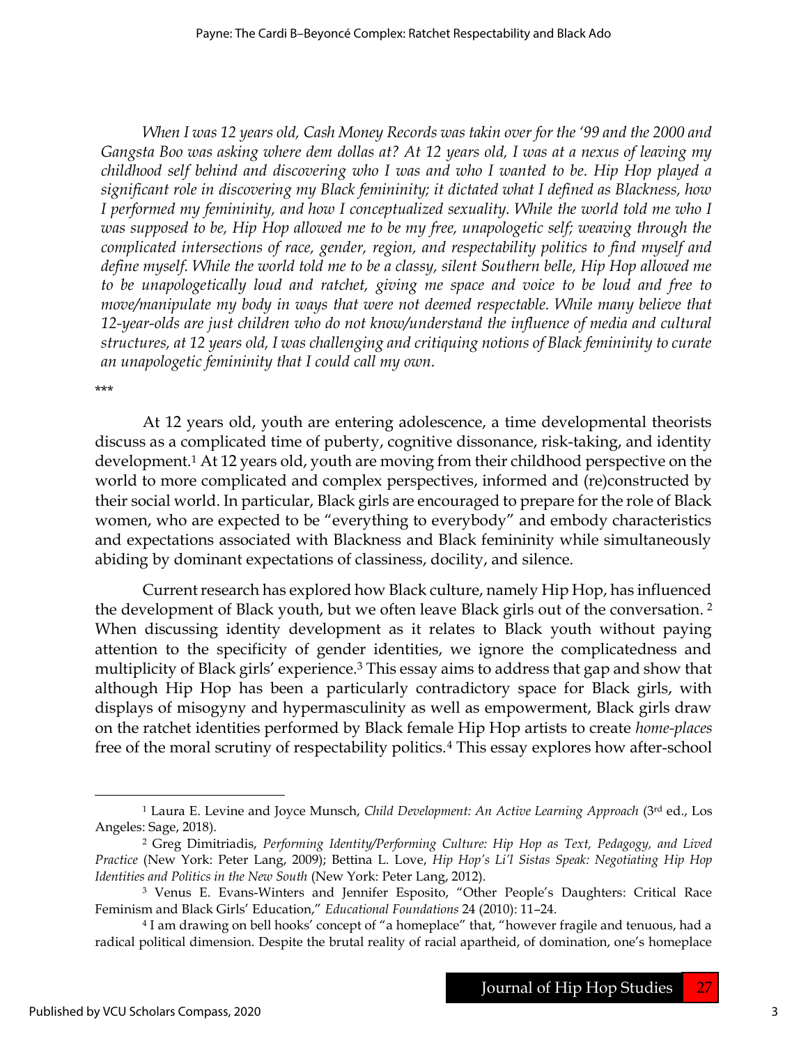*When I was 12 years old, Cash Money Records was takin over for the '99 and the 2000 and Gangsta Boo was asking where dem dollars at? At 12 years old, I was at a nexus of leaving my childhood self behind and discovering who I was and who I wanted to be. Hip Hop played a significant role in discovering my Black femininity; it dictated what I defined as Blackness, how I performed my femininity, and how I conceptualized sexuality. While the world told me who I was supposed to be, Hip Hop allowed me to be my free, unapologetic self; weaving through the complicated intersections of race, gender, region, and respectability politics to find myself and define myself. While the world told me to be a classy, silent Southern belle, Hip Hop allowed me to be unapologetically loud and ratchet, giving me space and voice to be loud and free to move/manipulate my body in ways that were not deemed respectable. While many believe that 12-year-olds are just children who do not know/understand the influence of media and cultural structures, at 12 years old, I was challenging and critiquing notions of Black femininity to curate an unapologetic femininity that I could call my own.*

***

At 12 years old, youth are entering adolescence, a time developmental theorists discuss as a complicated time of puberty, cognitive dissonance, risk-taking, and identity development.[1] At 12 years old, youth are moving from their childhood perspective on the world to more complicated and complex perspectives, informed and (re)constructed by their social world. In particular, Black girls are encouraged to prepare for the role of Black women, who are expected to be "everything to everybody" and embody characteristics and expectations associated with Blackness and Black femininity while simultaneously abiding by dominant expectations of classiness, docility, and silence.

Current research has explored how Black culture, namely Hip Hop, has influenced the development of Black youth, but we often leave Black girls out of the conversation.[2] When discussing identity development as it relates to Black youth without paying attention to the specificity of gender identities, we ignore the complicatedness and multiplicity of Black girls' experience.[3] This essay aims to address that gap and show that although Hip Hop has been a particularly contradictory space for Black girls, with displays of misogyny and hypermasculinity as well as empowerment, Black girls draw on the ratchet identities performed by Black female Hip Hop artists to create *home-places* free of the moral scrutiny of respectability politics.[4] This essay explores how after-school

---

[1] Laura E. Levine and Joyce Munsch, *Child Development: An Active Learning Approach* (3rd ed., Los Angeles: Sage, 2018).

[2] Greg Dimitriadis, *Performing Identity/Performing Culture: Hip Hop as Text, Pedagogy, and Lived Practice* (New York: Peter Lang, 2009); Bettina L. Love, *Hip Hop's Li'l Sistas Speak: Negotiating Hip Hop Identities and Politics in the New South* (New York: Peter Lang, 2012).

[3] Venus E. Evans-Winters and Jennifer Esposito, "Other People's Daughters: Critical Race Feminism and Black Girls' Education," *Educational Foundations* 24 (2010): 11–24.

[4] I am drawing on bell hooks' concept of "a homeplace" that, "however fragile and tenuous, had a radical political dimension. Despite the brutal reality of racial apartheid, of domination, one's homeplace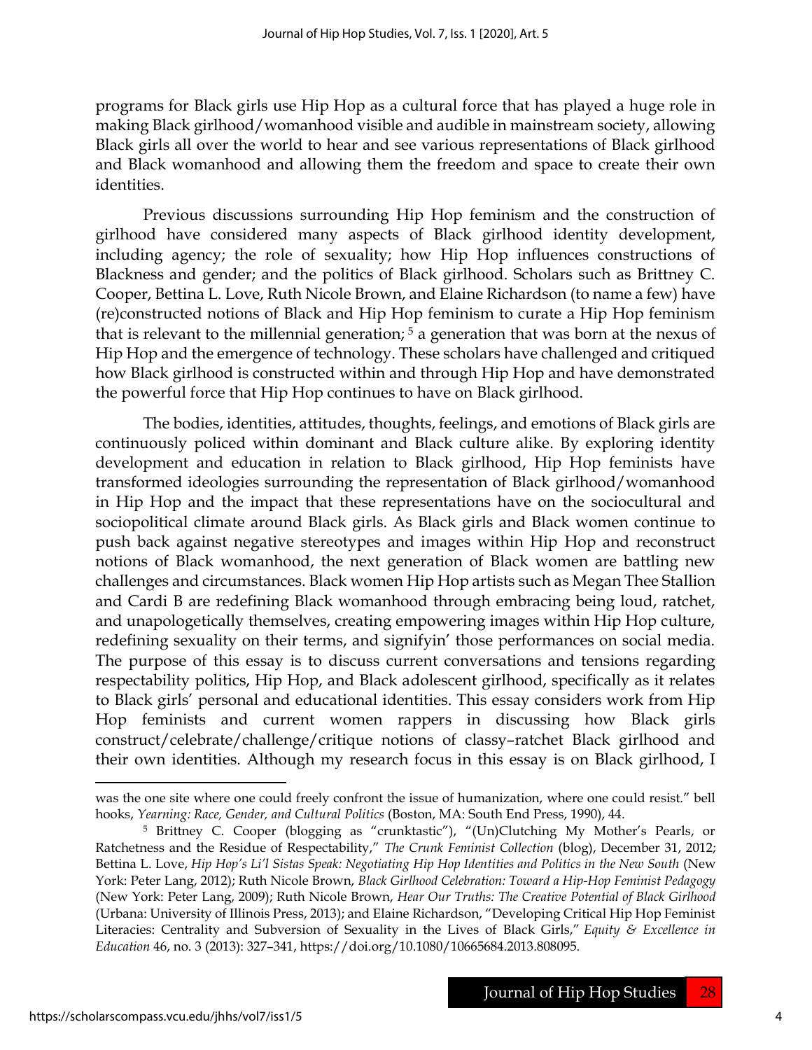programs for Black girls use Hip Hop as a cultural force that has played a huge role in making Black girlhood/womanhood visible and audible in mainstream society, allowing Black girls all over the world to hear and see various representations of Black girlhood and Black womanhood and allowing them the freedom and space to create their own identities.

Previous discussions surrounding Hip Hop feminism and the construction of girlhood have considered many aspects of Black girlhood identity development, including agency; the role of sexuality; how Hip Hop influences constructions of Blackness and gender; and the politics of Black girlhood. Scholars such as Brittney C. Cooper, Bettina L. Love, Ruth Nicole Brown, and Elaine Richardson (to name a few) have (re)constructed notions of Black and Hip Hop feminism to curate a Hip Hop feminism that is relevant to the millennial generation; [5] a generation that was born at the nexus of Hip Hop and the emergence of technology. These scholars have challenged and critiqued how Black girlhood is constructed within and through Hip Hop and have demonstrated the powerful force that Hip Hop continues to have on Black girlhood.

The bodies, identities, attitudes, thoughts, feelings, and emotions of Black girls are continuously policed within dominant and Black culture alike. By exploring identity development and education in relation to Black girlhood, Hip Hop feminists have transformed ideologies surrounding the representation of Black girlhood/womanhood in Hip Hop and the impact that these representations have on the sociocultural and sociopolitical climate around Black girls. As Black girls and Black women continue to push back against negative stereotypes and images within Hip Hop and reconstruct notions of Black womanhood, the next generation of Black women are battling new challenges and circumstances. Black women Hip Hop artists such as Megan Thee Stallion and Cardi B are redefining Black womanhood through embracing being loud, ratchet, and unapologetically themselves, creating empowering images within Hip Hop culture, redefining sexuality on their terms, and signifyin' those performances on social media. The purpose of this essay is to discuss current conversations and tensions regarding respectability politics, Hip Hop, and Black adolescent girlhood, specifically as it relates to Black girls' personal and educational identities. This essay considers work from Hip Hop feminists and current women rappers in discussing how Black girls construct/celebrate/challenge/critique notions of classy–ratchet Black girlhood and their own identities. Although my research focus in this essay is on Black girlhood, I

---

was the one site where one could freely confront the issue of humanization, where one could resist." bell hooks, *Yearning: Race, Gender, and Cultural Politics* (Boston, MA: South End Press, 1990), 44.

[5] Brittney C. Cooper (blogging as "crunktastic"), "(Un)Clutching My Mother's Pearls, or Ratchetness and the Residue of Respectability," *The Crunk Feminist Collection* (blog), December 31, 2012; Bettina L. Love, *Hip Hop's Li'l Sistas Speak: Negotiating Hip Hop Identities and Politics in the New South* (New York: Peter Lang, 2012); Ruth Nicole Brown, *Black Girlhood Celebration: Toward a Hip-Hop Feminist Pedagogy* (New York: Peter Lang, 2009); Ruth Nicole Brown, *Hear Our Truths: The Creative Potential of Black Girlhood* (Urbana: University of Illinois Press, 2013); and Elaine Richardson, "Developing Critical Hip Hop Feminist Literacies: Centrality and Subversion of Sexuality in the Lives of Black Girls," *Equity & Excellence in Education* 46, no. 3 (2013): 327–341, https://doi.org/10.1080/10665684.2013.808095.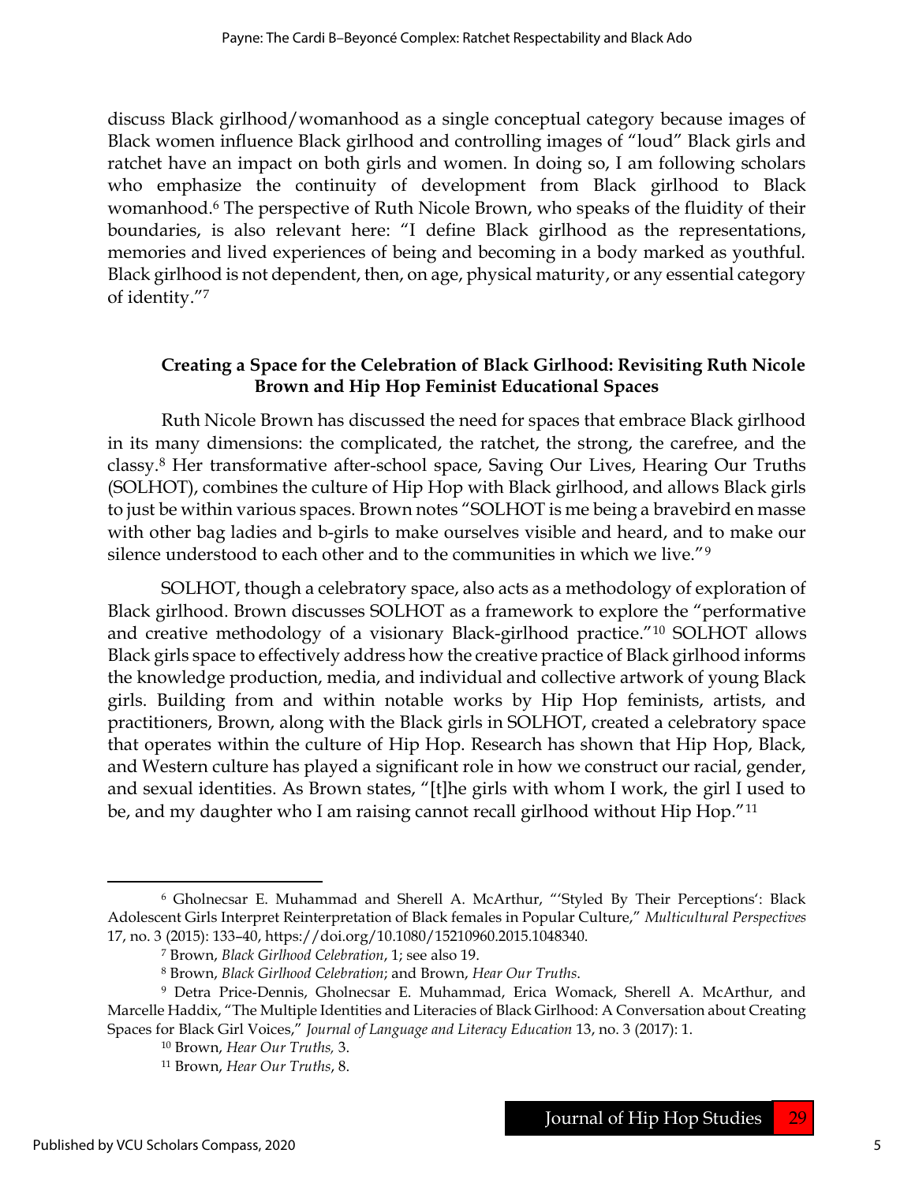discuss Black girlhood/womanhood as a single conceptual category because images of Black women influence Black girlhood and controlling images of "loud" Black girls and ratchet have an impact on both girls and women. In doing so, I am following scholars who emphasize the continuity of development from Black girlhood to Black womanhood.[6] The perspective of Ruth Nicole Brown, who speaks of the fluidity of their boundaries, is also relevant here: "I define Black girlhood as the representations, memories and lived experiences of being and becoming in a body marked as youthful. Black girlhood is not dependent, then, on age, physical maturity, or any essential category of identity."[7]

### Creating a Space for the Celebration of Black Girlhood: Revisiting Ruth Nicole Brown and Hip Hop Feminist Educational Spaces

Ruth Nicole Brown has discussed the need for spaces that embrace Black girlhood in its many dimensions: the complicated, the ratchet, the strong, the carefree, and the classy.[8] Her transformative after-school space, Saving Our Lives, Hearing Our Truths (SOLHOT), combines the culture of Hip Hop with Black girlhood, and allows Black girls to just be within various spaces. Brown notes "SOLHOT is me being a bravebird en masse with other bag ladies and b-girls to make ourselves visible and heard, and to make our silence understood to each other and to the communities in which we live."[9]

SOLHOT, though a celebratory space, also acts as a methodology of exploration of Black girlhood. Brown discusses SOLHOT as a framework to explore the "performative and creative methodology of a visionary Black-girlhood practice."[10] SOLHOT allows Black girls space to effectively address how the creative practice of Black girlhood informs the knowledge production, media, and individual and collective artwork of young Black girls. Building from and within notable works by Hip Hop feminists, artists, and practitioners, Brown, along with the Black girls in SOLHOT, created a celebratory space that operates within the culture of Hip Hop. Research has shown that Hip Hop, Black, and Western culture has played a significant role in how we construct our racial, gender, and sexual identities. As Brown states, "[t]he girls with whom I work, the girl I used to be, and my daughter who I am raising cannot recall girlhood without Hip Hop."[11]

---

[6] Gholnecsar E. Muhammad and Sherell A. McArthur, "'Styled By Their Perceptions': Black Adolescent Girls Interpret Reinterpretation of Black females in Popular Culture," *Multicultural Perspectives* 17, no. 3 (2015): 133–40, https://doi.org/10.1080/15210960.2015.1048340.

[7] Brown, *Black Girlhood Celebration*, 1; see also 19.

[8] Brown, *Black Girlhood Celebration*; and Brown, *Hear Our Truths*.

[9] Detra Price-Dennis, Gholnecsar E. Muhammad, Erica Womack, Sherell A. McArthur, and Marcelle Haddix, "The Multiple Identities and Literacies of Black Girlhood: A Conversation about Creating Spaces for Black Girl Voices," *Journal of Language and Literacy Education* 13, no. 3 (2017): 1.

[10] Brown, *Hear Our Truths,* 3.

[11] Brown, *Hear Our Truths*, 8.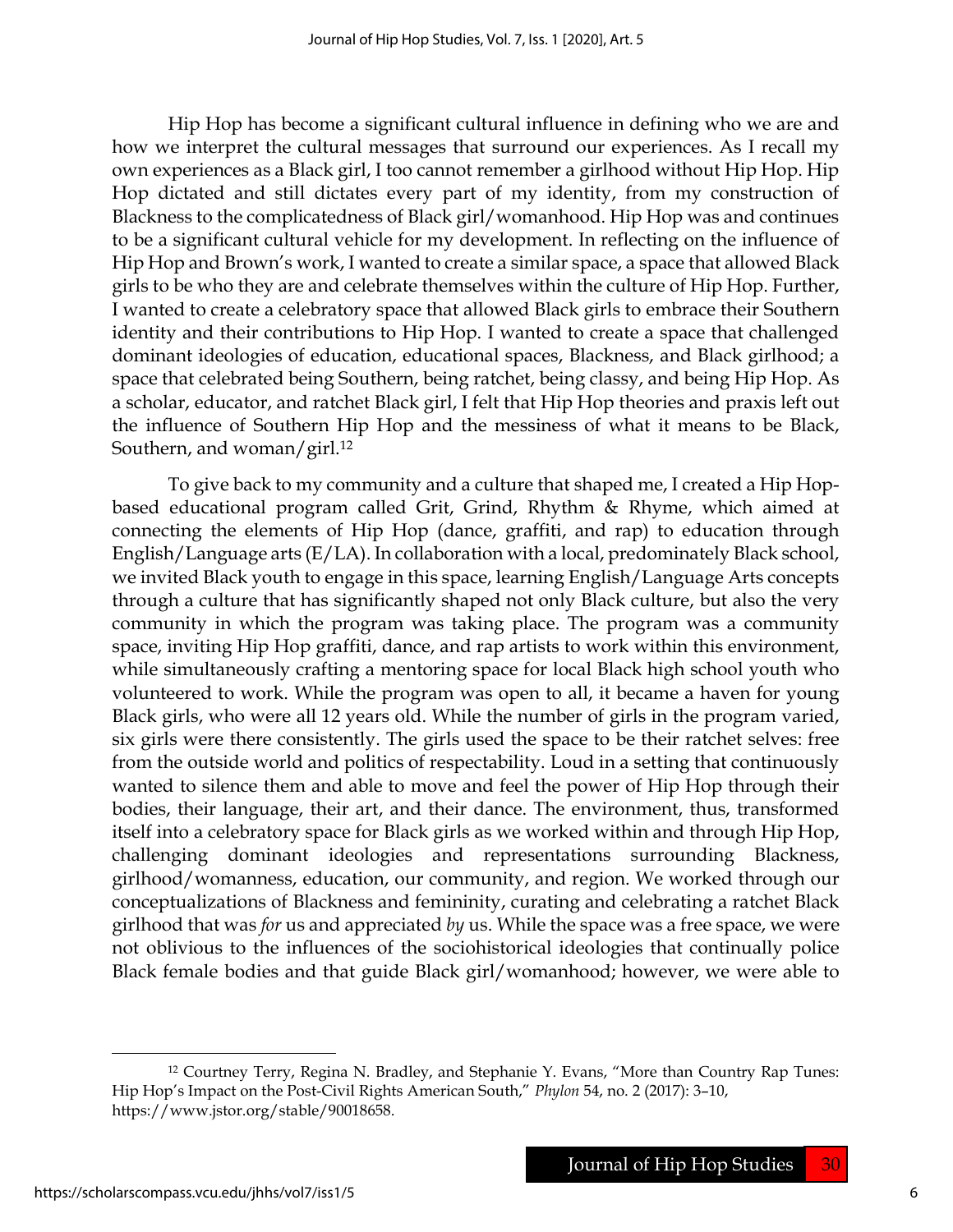Hip Hop has become a significant cultural influence in defining who we are and how we interpret the cultural messages that surround our experiences. As I recall my own experiences as a Black girl, I too cannot remember a girlhood without Hip Hop. Hip Hop dictated and still dictates every part of my identity, from my construction of Blackness to the complicatedness of Black girl/womanhood. Hip Hop was and continues to be a significant cultural vehicle for my development. In reflecting on the influence of Hip Hop and Brown's work, I wanted to create a similar space, a space that allowed Black girls to be who they are and celebrate themselves within the culture of Hip Hop. Further, I wanted to create a celebratory space that allowed Black girls to embrace their Southern identity and their contributions to Hip Hop. I wanted to create a space that challenged dominant ideologies of education, educational spaces, Blackness, and Black girlhood; a space that celebrated being Southern, being ratchet, being classy, and being Hip Hop. As a scholar, educator, and ratchet Black girl, I felt that Hip Hop theories and praxis left out the influence of Southern Hip Hop and the messiness of what it means to be Black, Southern, and woman/girl.[12]

To give back to my community and a culture that shaped me, I created a Hip Hop-based educational program called Grit, Grind, Rhythm & Rhyme, which aimed at connecting the elements of Hip Hop (dance, graffiti, and rap) to education through English/Language arts (E/LA). In collaboration with a local, predominately Black school, we invited Black youth to engage in this space, learning English/Language Arts concepts through a culture that has significantly shaped not only Black culture, but also the very community in which the program was taking place. The program was a community space, inviting Hip Hop graffiti, dance, and rap artists to work within this environment, while simultaneously crafting a mentoring space for local Black high school youth who volunteered to work. While the program was open to all, it became a haven for young Black girls, who were all 12 years old. While the number of girls in the program varied, six girls were there consistently. The girls used the space to be their ratchet selves: free from the outside world and politics of respectability. Loud in a setting that continuously wanted to silence them and able to move and feel the power of Hip Hop through their bodies, their language, their art, and their dance. The environment, thus, transformed itself into a celebratory space for Black girls as we worked within and through Hip Hop, challenging dominant ideologies and representations surrounding Blackness, girlhood/womanness, education, our community, and region. We worked through our conceptualizations of Blackness and femininity, curating and celebrating a ratchet Black girlhood that was *for* us and appreciated *by* us. While the space was a free space, we were not oblivious to the influences of the sociohistorical ideologies that continually police Black female bodies and that guide Black girl/womanhood; however, we were able to

[12] Courtney Terry, Regina N. Bradley, and Stephanie Y. Evans, "More than Country Rap Tunes: Hip Hop's Impact on the Post-Civil Rights American South," *Phylon* 54, no. 2 (2017): 3–10, https://www.jstor.org/stable/90018658.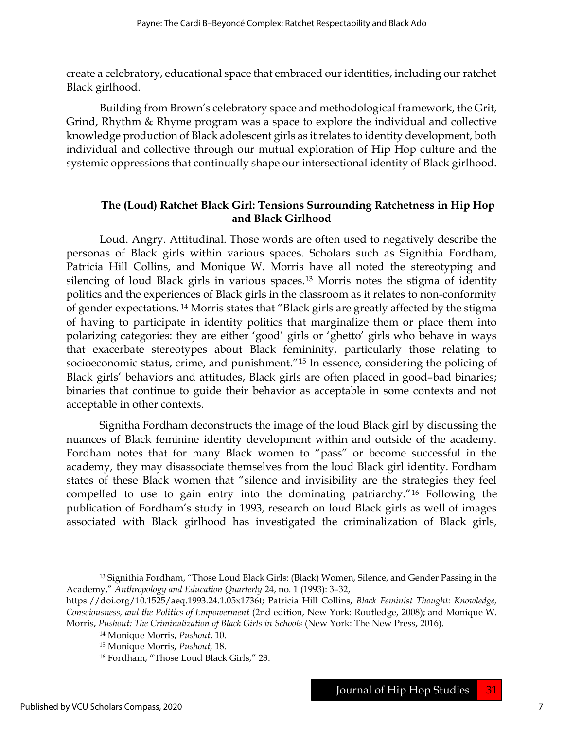create a celebratory, educational space that embraced our identities, including our ratchet Black girlhood.

Building from Brown's celebratory space and methodological framework, the Grit, Grind, Rhythm & Rhyme program was a space to explore the individual and collective knowledge production of Black adolescent girls as it relates to identity development, both individual and collective through our mutual exploration of Hip Hop culture and the systemic oppressions that continually shape our intersectional identity of Black girlhood.

### The (Loud) Ratchet Black Girl: Tensions Surrounding Ratchetness in Hip Hop and Black Girlhood

Loud. Angry. Attitudinal. Those words are often used to negatively describe the personas of Black girls within various spaces. Scholars such as Signithia Fordham, Patricia Hill Collins, and Monique W. Morris have all noted the stereotyping and silencing of loud Black girls in various spaces.[13] Morris notes the stigma of identity politics and the experiences of Black girls in the classroom as it relates to non-conformity of gender expectations.[14] Morris states that "Black girls are greatly affected by the stigma of having to participate in identity politics that marginalize them or place them into polarizing categories: they are either 'good' girls or 'ghetto' girls who behave in ways that exacerbate stereotypes about Black femininity, particularly those relating to socioeconomic status, crime, and punishment."[15] In essence, considering the policing of Black girls' behaviors and attitudes, Black girls are often placed in good–bad binaries; binaries that continue to guide their behavior as acceptable in some contexts and not acceptable in other contexts.

Signitha Fordham deconstructs the image of the loud Black girl by discussing the nuances of Black feminine identity development within and outside of the academy. Fordham notes that for many Black women to "pass" or become successful in the academy, they may disassociate themselves from the loud Black girl identity. Fordham states of these Black women that "silence and invisibility are the strategies they feel compelled to use to gain entry into the dominating patriarchy."[16] Following the publication of Fordham's study in 1993, research on loud Black girls as well of images associated with Black girlhood has investigated the criminalization of Black girls,

---

[13] Signithia Fordham, "Those Loud Black Girls: (Black) Women, Silence, and Gender Passing in the Academy," *Anthropology and Education Quarterly* 24, no. 1 (1993): 3–32, https://doi.org/10.1525/aeq.1993.24.1.05x1736t; Patricia Hill Collins, *Black Feminist Thought: Knowledge, Consciousness, and the Politics of Empowerment* (2nd edition, New York: Routledge, 2008); and Monique W. Morris, *Pushout: The Criminalization of Black Girls in Schools* (New York: The New Press, 2016).

[14] Monique Morris, *Pushout*, 10.

[15] Monique Morris, *Pushout*, 18.

[16] Fordham, "Those Loud Black Girls," 23.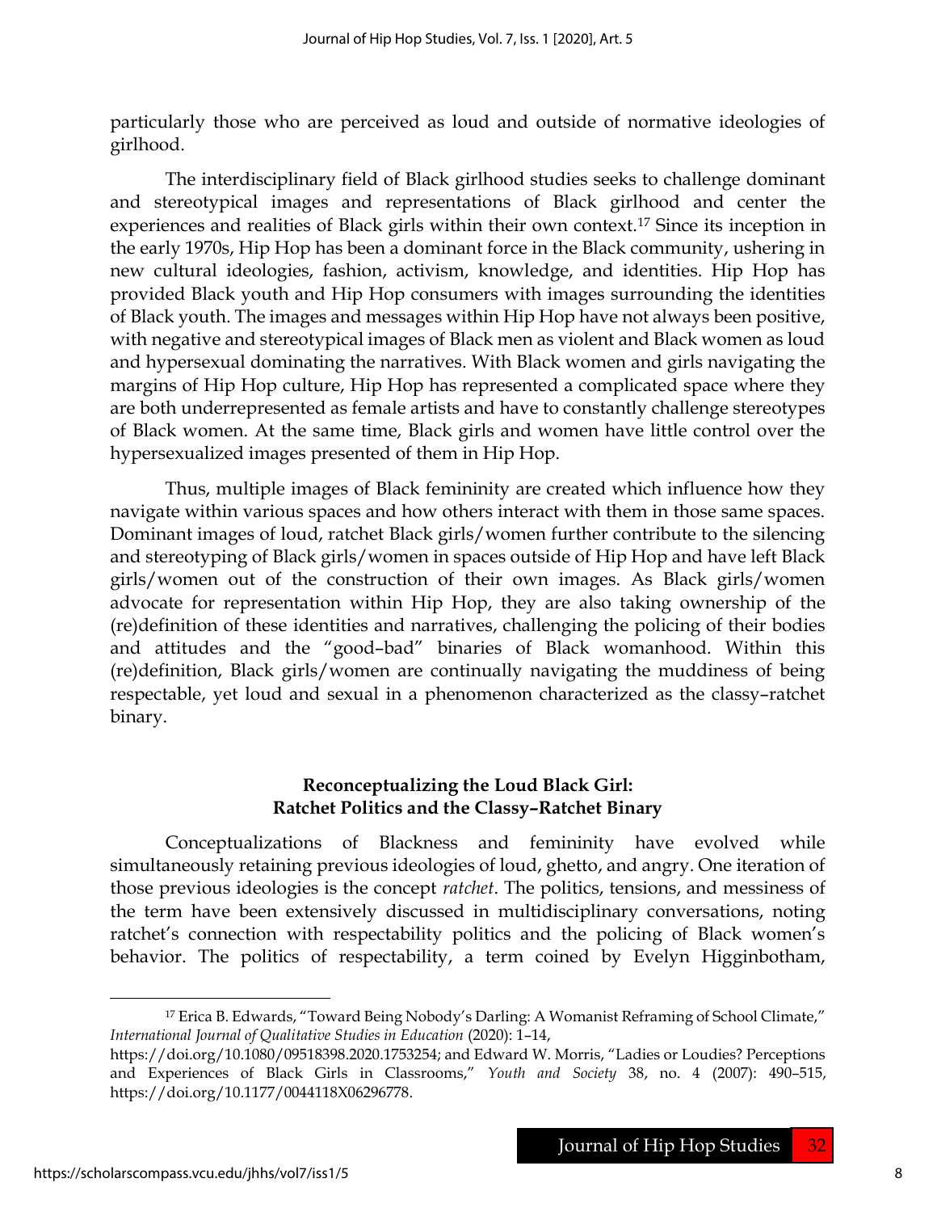particularly those who are perceived as loud and outside of normative ideologies of girlhood.

The interdisciplinary field of Black girlhood studies seeks to challenge dominant and stereotypical images and representations of Black girlhood and center the experiences and realities of Black girls within their own context.[17] Since its inception in the early 1970s, Hip Hop has been a dominant force in the Black community, ushering in new cultural ideologies, fashion, activism, knowledge, and identities. Hip Hop has provided Black youth and Hip Hop consumers with images surrounding the identities of Black youth. The images and messages within Hip Hop have not always been positive, with negative and stereotypical images of Black men as violent and Black women as loud and hypersexual dominating the narratives. With Black women and girls navigating the margins of Hip Hop culture, Hip Hop has represented a complicated space where they are both underrepresented as female artists and have to constantly challenge stereotypes of Black women. At the same time, Black girls and women have little control over the hypersexualized images presented of them in Hip Hop.

Thus, multiple images of Black femininity are created which influence how they navigate within various spaces and how others interact with them in those same spaces. Dominant images of loud, ratchet Black girls/women further contribute to the silencing and stereotyping of Black girls/women in spaces outside of Hip Hop and have left Black girls/women out of the construction of their own images. As Black girls/women advocate for representation within Hip Hop, they are also taking ownership of the (re)definition of these identities and narratives, challenging the policing of their bodies and attitudes and the "good–bad" binaries of Black womanhood. Within this (re)definition, Black girls/women are continually navigating the muddiness of being respectable, yet loud and sexual in a phenomenon characterized as the classy–ratchet binary.

## Reconceptualizing the Loud Black Girl: Ratchet Politics and the Classy–Ratchet Binary

Conceptualizations of Blackness and femininity have evolved while simultaneously retaining previous ideologies of loud, ghetto, and angry. One iteration of those previous ideologies is the concept *ratchet*. The politics, tensions, and messiness of the term have been extensively discussed in multidisciplinary conversations, noting ratchet's connection with respectability politics and the policing of Black women's behavior. The politics of respectability, a term coined by Evelyn Higginbotham,

---

[17] Erica B. Edwards, "Toward Being Nobody's Darling: A Womanist Reframing of School Climate," *International Journal of Qualitative Studies in Education* (2020): 1–14, https://doi.org/10.1080/09518398.2020.1753254; and Edward W. Morris, "Ladies or Loudies? Perceptions and Experiences of Black Girls in Classrooms," *Youth and Society* 38, no. 4 (2007): 490–515, https://doi.org/10.1177/0044118X06296778.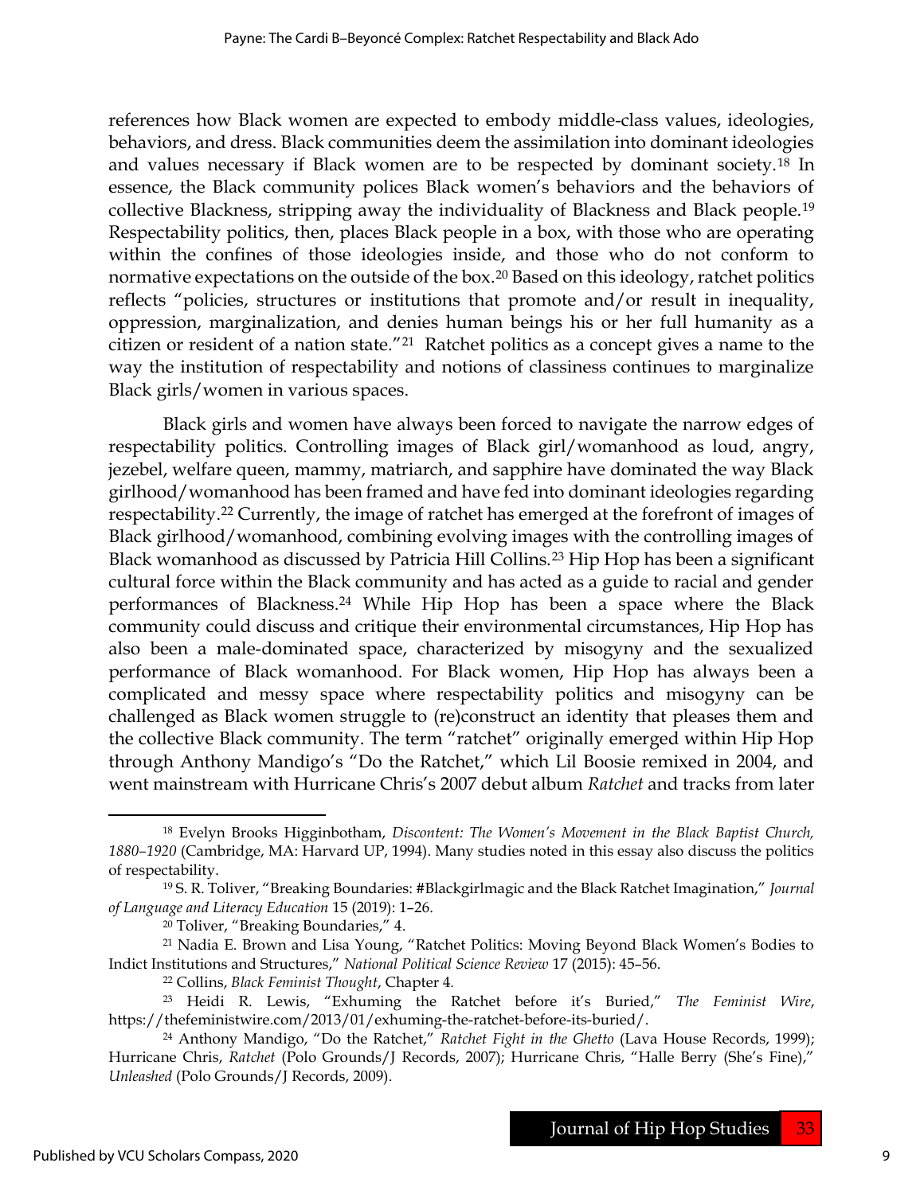references how Black women are expected to embody middle-class values, ideologies, behaviors, and dress. Black communities deem the assimilation into dominant ideologies and values necessary if Black women are to be respected by dominant society.[18] In essence, the Black community polices Black women's behaviors and the behaviors of collective Blackness, stripping away the individuality of Blackness and Black people.[19] Respectability politics, then, places Black people in a box, with those who are operating within the confines of those ideologies inside, and those who do not conform to normative expectations on the outside of the box.[20] Based on this ideology, ratchet politics reflects "policies, structures or institutions that promote and/or result in inequality, oppression, marginalization, and denies human beings his or her full humanity as a citizen or resident of a nation state."[21] Ratchet politics as a concept gives a name to the way the institution of respectability and notions of classiness continues to marginalize Black girls/women in various spaces.

Black girls and women have always been forced to navigate the narrow edges of respectability politics. Controlling images of Black girl/womanhood as loud, angry, jezebel, welfare queen, mammy, matriarch, and sapphire have dominated the way Black girlhood/womanhood has been framed and have fed into dominant ideologies regarding respectability.[22] Currently, the image of ratchet has emerged at the forefront of images of Black girlhood/womanhood, combining evolving images with the controlling images of Black womanhood as discussed by Patricia Hill Collins.[23] Hip Hop has been a significant cultural force within the Black community and has acted as a guide to racial and gender performances of Blackness.[24] While Hip Hop has been a space where the Black community could discuss and critique their environmental circumstances, Hip Hop has also been a male-dominated space, characterized by misogyny and the sexualized performance of Black womanhood. For Black women, Hip Hop has always been a complicated and messy space where respectability politics and misogyny can be challenged as Black women struggle to (re)construct an identity that pleases them and the collective Black community. The term "ratchet" originally emerged within Hip Hop through Anthony Mandigo's "Do the Ratchet," which Lil Boosie remixed in 2004, and went mainstream with Hurricane Chris's 2007 debut album *Ratchet* and tracks from later

---

[18] Evelyn Brooks Higginbotham, *Discontent: The Women's Movement in the Black Baptist Church, 1880–1920* (Cambridge, MA: Harvard UP, 1994). Many studies noted in this essay also discuss the politics of respectability.

[19] S. R. Toliver, "Breaking Boundaries: #Blackgirlmagic and the Black Ratchet Imagination," *Journal of Language and Literacy Education* 15 (2019): 1–26.

[20] Toliver, "Breaking Boundaries," 4.

[21] Nadia E. Brown and Lisa Young, "Ratchet Politics: Moving Beyond Black Women's Bodies to Indict Institutions and Structures," *National Political Science Review* 17 (2015): 45–56.

[22] Collins, *Black Feminist Thought*, Chapter 4.

[23] Heidi R. Lewis, "Exhuming the Ratchet before it's Buried," *The Feminist Wire*, https://thefeministwire.com/2013/01/exhuming-the-ratchet-before-its-buried/.

[24] Anthony Mandigo, "Do the Ratchet," *Ratchet Fight in the Ghetto* (Lava House Records, 1999); Hurricane Chris, *Ratchet* (Polo Grounds/J Records, 2007); Hurricane Chris, "Halle Berry (She's Fine)," *Unleashed* (Polo Grounds/J Records, 2009).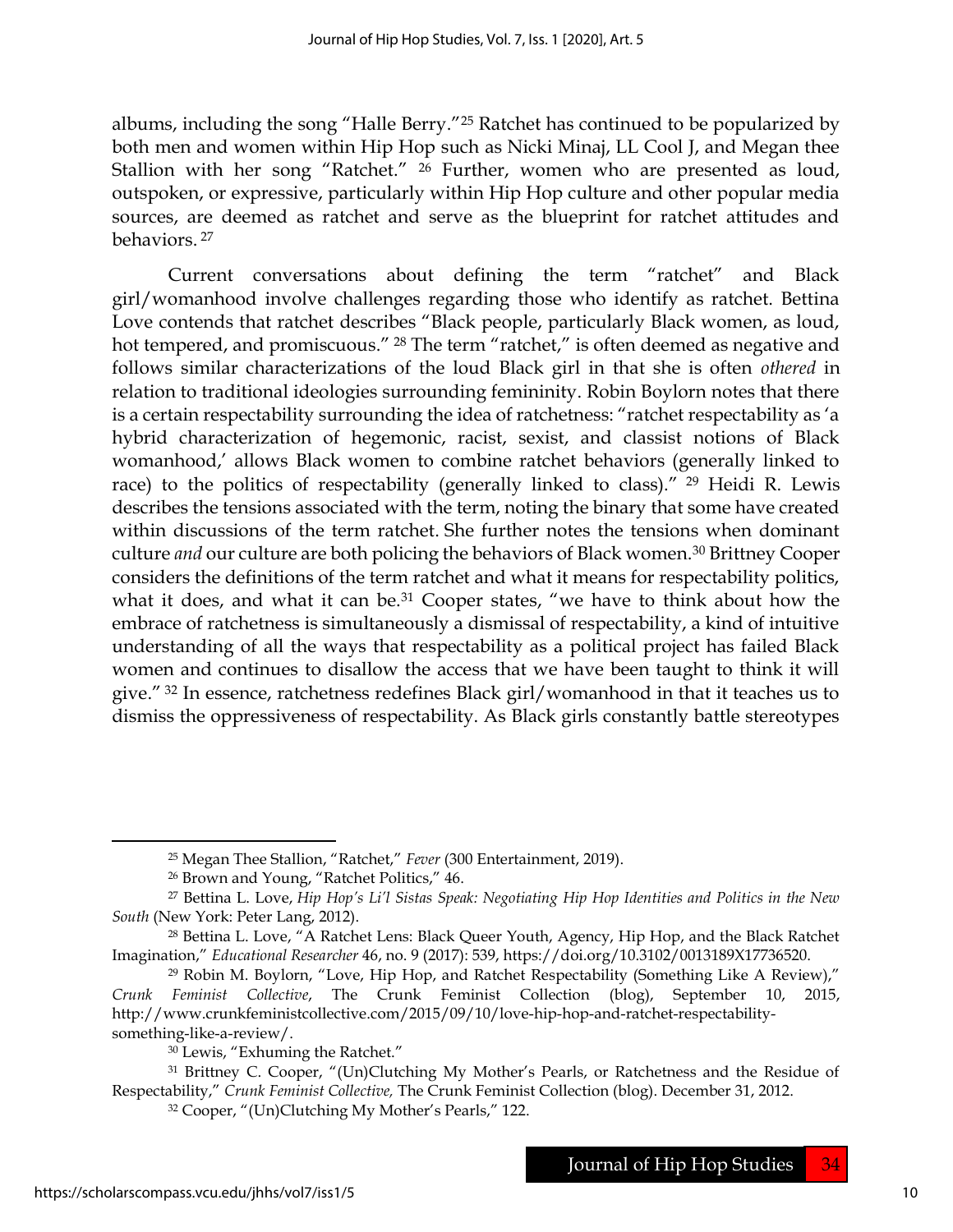albums, including the song "Halle Berry."[25] Ratchet has continued to be popularized by both men and women within Hip Hop such as Nicki Minaj, LL Cool J, and Megan thee Stallion with her song "Ratchet." [26] Further, women who are presented as loud, outspoken, or expressive, particularly within Hip Hop culture and other popular media sources, are deemed as ratchet and serve as the blueprint for ratchet attitudes and behaviors. [27]

Current conversations about defining the term "ratchet" and Black girl/womanhood involve challenges regarding those who identify as ratchet. Bettina Love contends that ratchet describes "Black people, particularly Black women, as loud, hot tempered, and promiscuous." [28] The term "ratchet," is often deemed as negative and follows similar characterizations of the loud Black girl in that she is often *othered* in relation to traditional ideologies surrounding femininity. Robin Boylorn notes that there is a certain respectability surrounding the idea of ratchetness: "ratchet respectability as 'a hybrid characterization of hegemonic, racist, sexist, and classist notions of Black womanhood,' allows Black women to combine ratchet behaviors (generally linked to race) to the politics of respectability (generally linked to class)." [29] Heidi R. Lewis describes the tensions associated with the term, noting the binary that some have created within discussions of the term ratchet. She further notes the tensions when dominant culture *and* our culture are both policing the behaviors of Black women.[30] Brittney Cooper considers the definitions of the term ratchet and what it means for respectability politics, what it does, and what it can be.[31] Cooper states, "we have to think about how the embrace of ratchetness is simultaneously a dismissal of respectability, a kind of intuitive understanding of all the ways that respectability as a political project has failed Black women and continues to disallow the access that we have been taught to think it will give." [32] In essence, ratchetness redefines Black girl/womanhood in that it teaches us to dismiss the oppressiveness of respectability. As Black girls constantly battle stereotypes

---

[25] Megan Thee Stallion, "Ratchet," *Fever* (300 Entertainment, 2019).

[26] Brown and Young, "Ratchet Politics," 46.

[27] Bettina L. Love, *Hip Hop's Li'l Sistas Speak: Negotiating Hip Hop Identities and Politics in the New South* (New York: Peter Lang, 2012).

[28] Bettina L. Love, "A Ratchet Lens: Black Queer Youth, Agency, Hip Hop, and the Black Ratchet Imagination," *Educational Researcher* 46, no. 9 (2017): 539, https://doi.org/10.3102/0013189X17736520.

[29] Robin M. Boylorn, "Love, Hip Hop, and Ratchet Respectability (Something Like A Review)," *Crunk Feminist Collective*, The Crunk Feminist Collection (blog), September 10, 2015, http://www.crunkfeministcollective.com/2015/09/10/love-hip-hop-and-ratchet-respectability-something-like-a-review/.

[30] Lewis, "Exhuming the Ratchet."

[31] Brittney C. Cooper, "(Un)Clutching My Mother's Pearls, or Ratchetness and the Residue of Respectability," *Crunk Feminist Collective,* The Crunk Feminist Collection (blog). December 31, 2012.

[32] Cooper, "(Un)Clutching My Mother's Pearls," 122.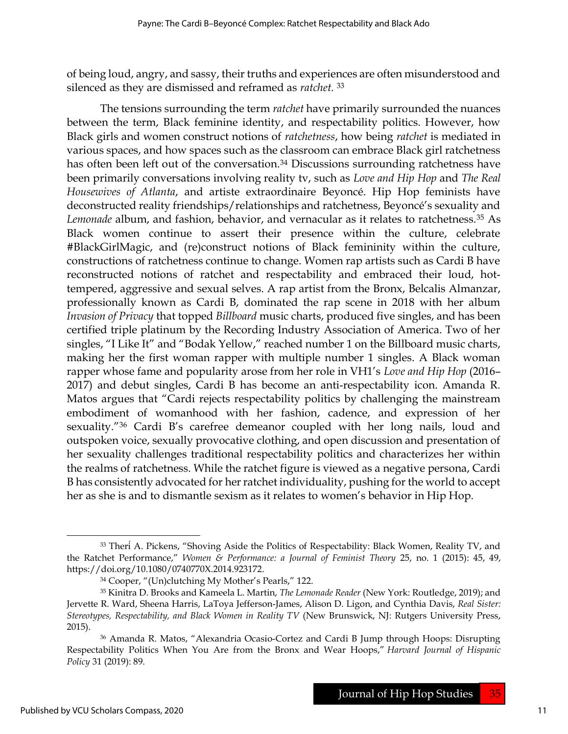of being loud, angry, and sassy, their truths and experiences are often misunderstood and silenced as they are dismissed and reframed as *ratchet.* [33]

The tensions surrounding the term *ratchet* have primarily surrounded the nuances between the term, Black feminine identity, and respectability politics. However, how Black girls and women construct notions of *ratchetness*, how being *ratchet* is mediated in various spaces, and how spaces such as the classroom can embrace Black girl ratchetness has often been left out of the conversation.[34] Discussions surrounding ratchetness have been primarily conversations involving reality tv, such as *Love and Hip Hop* and *The Real Housewives of Atlanta*, and artiste extraordinaire Beyoncé. Hip Hop feminists have deconstructed reality friendships/relationships and ratchetness, Beyoncé's sexuality and *Lemonade* album, and fashion, behavior, and vernacular as it relates to ratchetness.[35] As Black women continue to assert their presence within the culture, celebrate #BlackGirlMagic, and (re)construct notions of Black femininity within the culture, constructions of ratchetness continue to change. Women rap artists such as Cardi B have reconstructed notions of ratchet and respectability and embraced their loud, hot-tempered, aggressive and sexual selves. A rap artist from the Bronx, Belcalis Almanzar, professionally known as Cardi B, dominated the rap scene in 2018 with her album *Invasion of Privacy* that topped *Billboard* music charts, produced five singles, and has been certified triple platinum by the Recording Industry Association of America. Two of her singles, "I Like It" and "Bodak Yellow," reached number 1 on the Billboard music charts, making her the first woman rapper with multiple number 1 singles. A Black woman rapper whose fame and popularity arose from her role in VH1's *Love and Hip Hop* (2016–2017) and debut singles, Cardi B has become an anti-respectability icon. Amanda R. Matos argues that "Cardi rejects respectability politics by challenging the mainstream embodiment of womanhood with her fashion, cadence, and expression of her sexuality."[36] Cardi B's carefree demeanor coupled with her long nails, loud and outspoken voice, sexually provocative clothing, and open discussion and presentation of her sexuality challenges traditional respectability politics and characterizes her within the realms of ratchetness. While the ratchet figure is viewed as a negative persona, Cardi B has consistently advocated for her ratchet individuality, pushing for the world to accept her as she is and to dismantle sexism as it relates to women's behavior in Hip Hop.

---

[33] Therí A. Pickens, "Shoving Aside the Politics of Respectability: Black Women, Reality TV, and the Ratchet Performance," *Women & Performance: a Journal of Feminist Theory* 25, no. 1 (2015): 45, 49, https://doi.org/10.1080/0740770X.2014.923172.

[34] Cooper, "(Un)clutching My Mother's Pearls," 122.

[35] Kinitra D. Brooks and Kameela L. Martin, *The Lemonade Reader* (New York: Routledge, 2019); and Jervette R. Ward, Sheena Harris, LaToya Jefferson-James, Alison D. Ligon, and Cynthia Davis, *Real Sister: Stereotypes, Respectability, and Black Women in Reality TV* (New Brunswick, NJ: Rutgers University Press, 2015).

[36] Amanda R. Matos, "Alexandria Ocasio-Cortez and Cardi B Jump through Hoops: Disrupting Respectability Politics When You Are from the Bronx and Wear Hoops," *Harvard Journal of Hispanic Policy* 31 (2019): 89.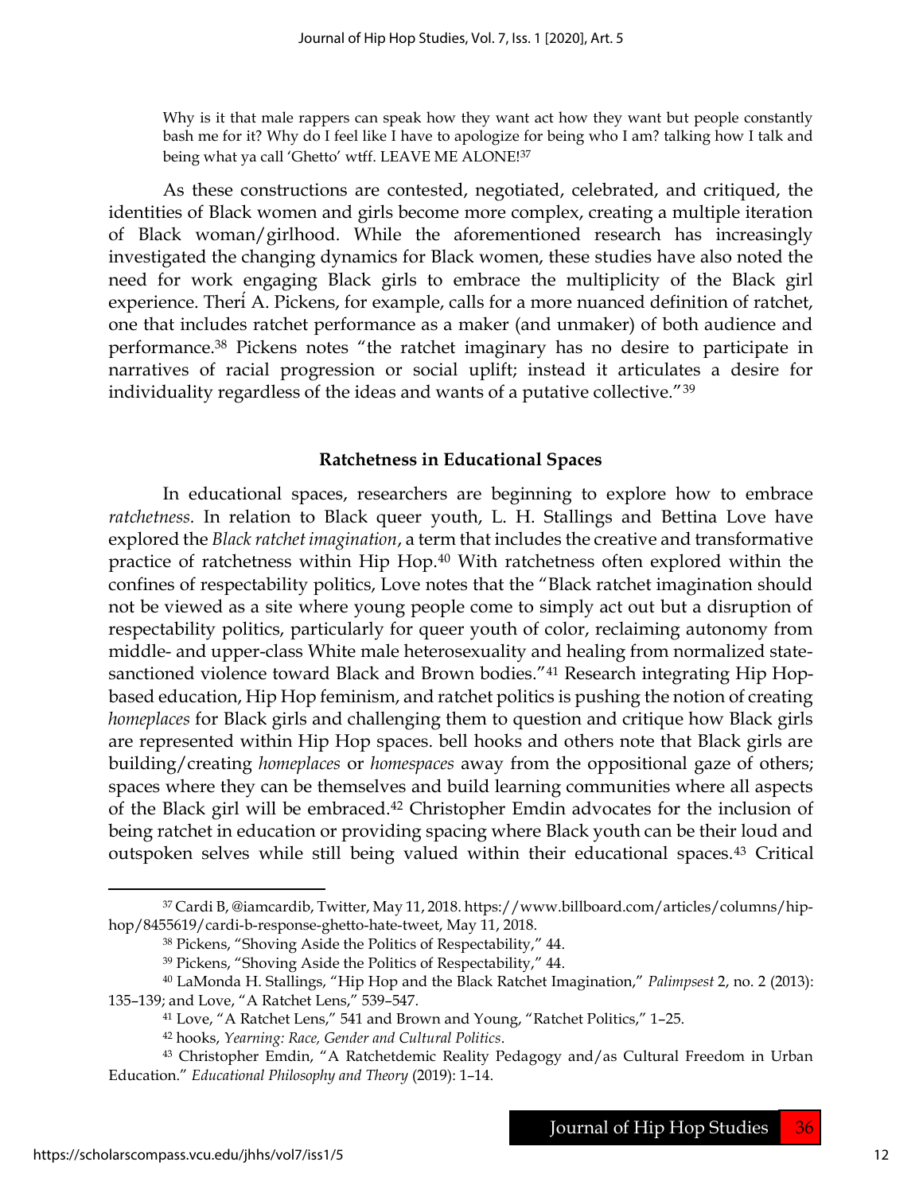> Why is it that male rappers can speak how they want act how they want but people constantly bash me for it? Why do I feel like I have to apologize for being who I am? talking how I talk and being what ya call 'Ghetto' wtff. LEAVE ME ALONE![37]

As these constructions are contested, negotiated, celebrated, and critiqued, the identities of Black women and girls become more complex, creating a multiple iteration of Black woman/girlhood. While the aforementioned research has increasingly investigated the changing dynamics for Black women, these studies have also noted the need for work engaging Black girls to embrace the multiplicity of the Black girl experience. Therí A. Pickens, for example, calls for a more nuanced definition of ratchet, one that includes ratchet performance as a maker (and unmaker) of both audience and performance.[38] Pickens notes "the ratchet imaginary has no desire to participate in narratives of racial progression or social uplift; instead it articulates a desire for individuality regardless of the ideas and wants of a putative collective."[39]

### Ratchetness in Educational Spaces

In educational spaces, researchers are beginning to explore how to embrace *ratchetness.* In relation to Black queer youth, L. H. Stallings and Bettina Love have explored the *Black ratchet imagination*, a term that includes the creative and transformative practice of ratchetness within Hip Hop.[40] With ratchetness often explored within the confines of respectability politics, Love notes that the "Black ratchet imagination should not be viewed as a site where young people come to simply act out but a disruption of respectability politics, particularly for queer youth of color, reclaiming autonomy from middle- and upper-class White male heterosexuality and healing from normalized state-sanctioned violence toward Black and Brown bodies."[41] Research integrating Hip Hop-based education, Hip Hop feminism, and ratchet politics is pushing the notion of creating *homeplaces* for Black girls and challenging them to question and critique how Black girls are represented within Hip Hop spaces. bell hooks and others note that Black girls are building/creating *homeplaces* or *homespaces* away from the oppositional gaze of others; spaces where they can be themselves and build learning communities where all aspects of the Black girl will be embraced.[42] Christopher Emdin advocates for the inclusion of being ratchet in education or providing spacing where Black youth can be their loud and outspoken selves while still being valued within their educational spaces.[43] Critical

---

[37] Cardi B, @iamcardib, Twitter, May 11, 2018. https://www.billboard.com/articles/columns/hip-hop/8455619/cardi-b-response-ghetto-hate-tweet, May 11, 2018.

[38] Pickens, "Shoving Aside the Politics of Respectability," 44.

[39] Pickens, "Shoving Aside the Politics of Respectability," 44.

[40] LaMonda H. Stallings, "Hip Hop and the Black Ratchet Imagination," *Palimpsest* 2, no. 2 (2013): 135–139; and Love, "A Ratchet Lens," 539–547.

[41] Love, "A Ratchet Lens," 541 and Brown and Young, "Ratchet Politics," 1–25.

[42] hooks, *Yearning: Race, Gender and Cultural Politics*.

[43] Christopher Emdin, "A Ratchetdemic Reality Pedagogy and/as Cultural Freedom in Urban Education." *Educational Philosophy and Theory* (2019): 1–14.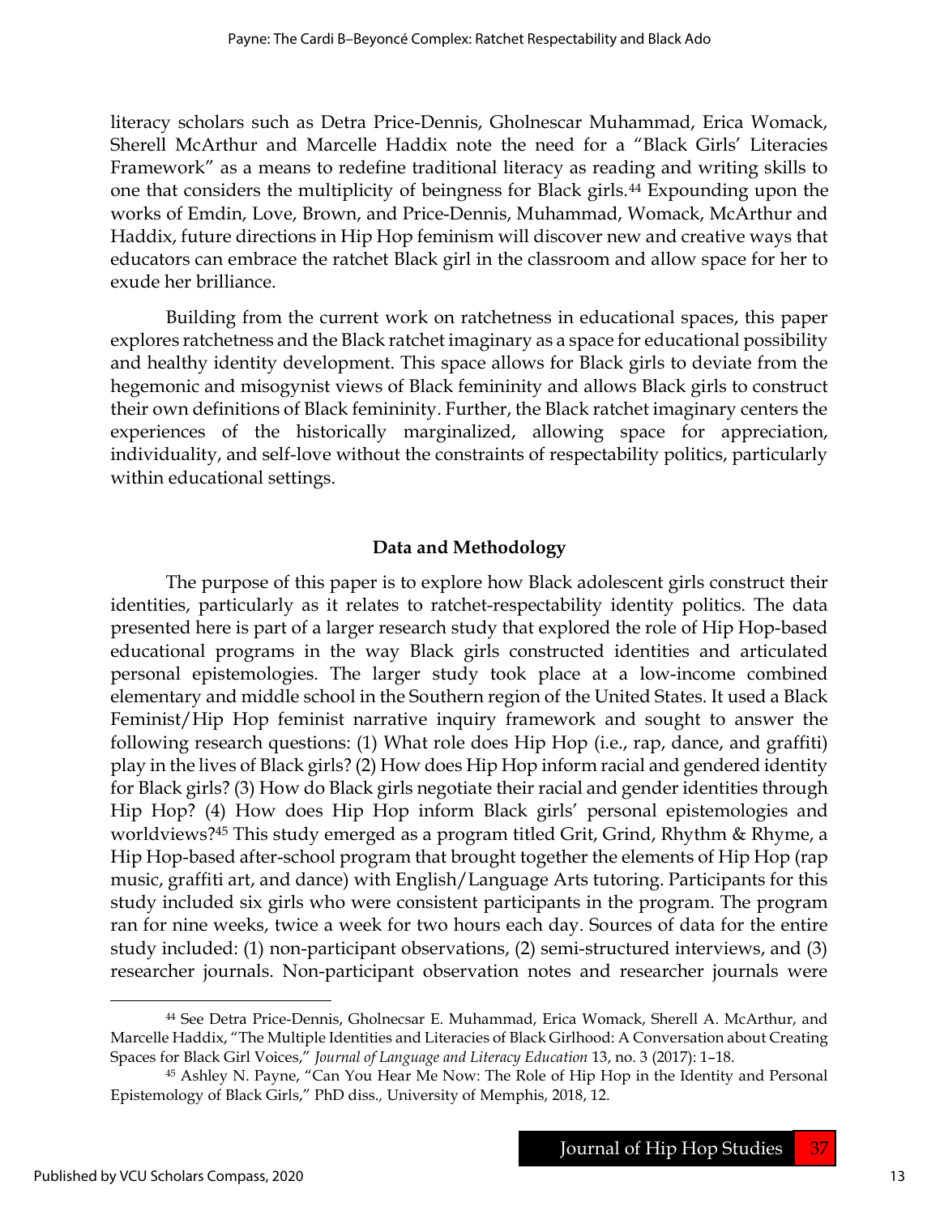literacy scholars such as Detra Price-Dennis, Gholnescar Muhammad, Erica Womack, Sherell McArthur and Marcelle Haddix note the need for a "Black Girls' Literacies Framework" as a means to redefine traditional literacy as reading and writing skills to one that considers the multiplicity of beingness for Black girls.[44] Expounding upon the works of Emdin, Love, Brown, and Price-Dennis, Muhammad, Womack, McArthur and Haddix, future directions in Hip Hop feminism will discover new and creative ways that educators can embrace the ratchet Black girl in the classroom and allow space for her to exude her brilliance.

Building from the current work on ratchetness in educational spaces, this paper explores ratchetness and the Black ratchet imaginary as a space for educational possibility and healthy identity development. This space allows for Black girls to deviate from the hegemonic and misogynist views of Black femininity and allows Black girls to construct their own definitions of Black femininity. Further, the Black ratchet imaginary centers the experiences of the historically marginalized, allowing space for appreciation, individuality, and self-love without the constraints of respectability politics, particularly within educational settings.

## Data and Methodology

The purpose of this paper is to explore how Black adolescent girls construct their identities, particularly as it relates to ratchet-respectability identity politics. The data presented here is part of a larger research study that explored the role of Hip Hop-based educational programs in the way Black girls constructed identities and articulated personal epistemologies. The larger study took place at a low-income combined elementary and middle school in the Southern region of the United States. It used a Black Feminist/Hip Hop feminist narrative inquiry framework and sought to answer the following research questions: (1) What role does Hip Hop (i.e., rap, dance, and graffiti) play in the lives of Black girls? (2) How does Hip Hop inform racial and gendered identity for Black girls? (3) How do Black girls negotiate their racial and gender identities through Hip Hop? (4) How does Hip Hop inform Black girls' personal epistemologies and worldviews?[45] This study emerged as a program titled Grit, Grind, Rhythm & Rhyme, a Hip Hop-based after-school program that brought together the elements of Hip Hop (rap music, graffiti art, and dance) with English/Language Arts tutoring. Participants for this study included six girls who were consistent participants in the program. The program ran for nine weeks, twice a week for two hours each day. Sources of data for the entire study included: (1) non-participant observations, (2) semi-structured interviews, and (3) researcher journals. Non-participant observation notes and researcher journals were

---

[44] See Detra Price-Dennis, Gholnecsar E. Muhammad, Erica Womack, Sherell A. McArthur, and Marcelle Haddix, "The Multiple Identities and Literacies of Black Girlhood: A Conversation about Creating Spaces for Black Girl Voices," *Journal of Language and Literacy Education* 13, no. 3 (2017): 1–18.

[45] Ashley N. Payne, "Can You Hear Me Now: The Role of Hip Hop in the Identity and Personal Epistemology of Black Girls," PhD diss., University of Memphis, 2018, 12.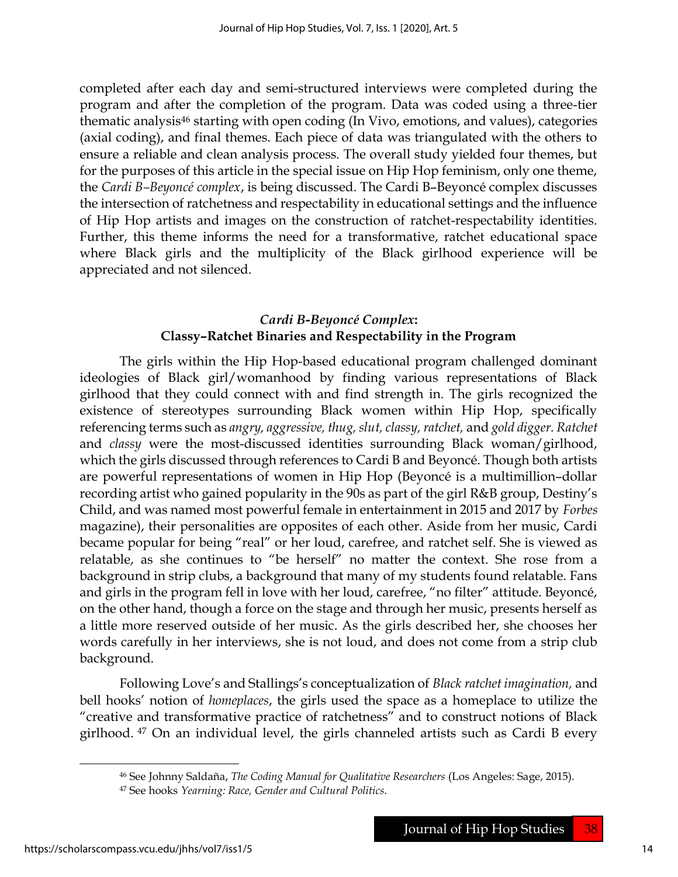completed after each day and semi-structured interviews were completed during the program and after the completion of the program. Data was coded using a three-tier thematic analysis[46] starting with open coding (In Vivo, emotions, and values), categories (axial coding), and final themes. Each piece of data was triangulated with the others to ensure a reliable and clean analysis process. The overall study yielded four themes, but for the purposes of this article in the special issue on Hip Hop feminism, only one theme, the *Cardi B–Beyoncé complex*, is being discussed. The Cardi B–Beyoncé complex discusses the intersection of ratchetness and respectability in educational settings and the influence of Hip Hop artists and images on the construction of ratchet-respectability identities. Further, this theme informs the need for a transformative, ratchet educational space where Black girls and the multiplicity of the Black girlhood experience will be appreciated and not silenced.

### *Cardi B-Beyoncé Complex*: Classy–Ratchet Binaries and Respectability in the Program

The girls within the Hip Hop-based educational program challenged dominant ideologies of Black girl/womanhood by finding various representations of Black girlhood that they could connect with and find strength in. The girls recognized the existence of stereotypes surrounding Black women within Hip Hop, specifically referencing terms such as *angry, aggressive, thug, slut, classy, ratchet,* and *gold digger. Ratchet* and *classy* were the most-discussed identities surrounding Black woman/girlhood, which the girls discussed through references to Cardi B and Beyoncé. Though both artists are powerful representations of women in Hip Hop (Beyoncé is a multimillion–dollar recording artist who gained popularity in the 90s as part of the girl R&B group, Destiny's Child, and was named most powerful female in entertainment in 2015 and 2017 by *Forbes* magazine), their personalities are opposites of each other. Aside from her music, Cardi became popular for being "real" or her loud, carefree, and ratchet self. She is viewed as relatable, as she continues to "be herself" no matter the context. She rose from a background in strip clubs, a background that many of my students found relatable. Fans and girls in the program fell in love with her loud, carefree, "no filter" attitude. Beyoncé, on the other hand, though a force on the stage and through her music, presents herself as a little more reserved outside of her music. As the girls described her, she chooses her words carefully in her interviews, she is not loud, and does not come from a strip club background.

Following Love's and Stallings's conceptualization of *Black ratchet imagination,* and bell hooks' notion of *homeplaces*, the girls used the space as a homeplace to utilize the "creative and transformative practice of ratchetness" and to construct notions of Black girlhood. [47] On an individual level, the girls channeled artists such as Cardi B every

---

[46] See Johnny Saldaña, *The Coding Manual for Qualitative Researchers* (Los Angeles: Sage, 2015).

[47] See hooks *Yearning: Race, Gender and Cultural Politics*.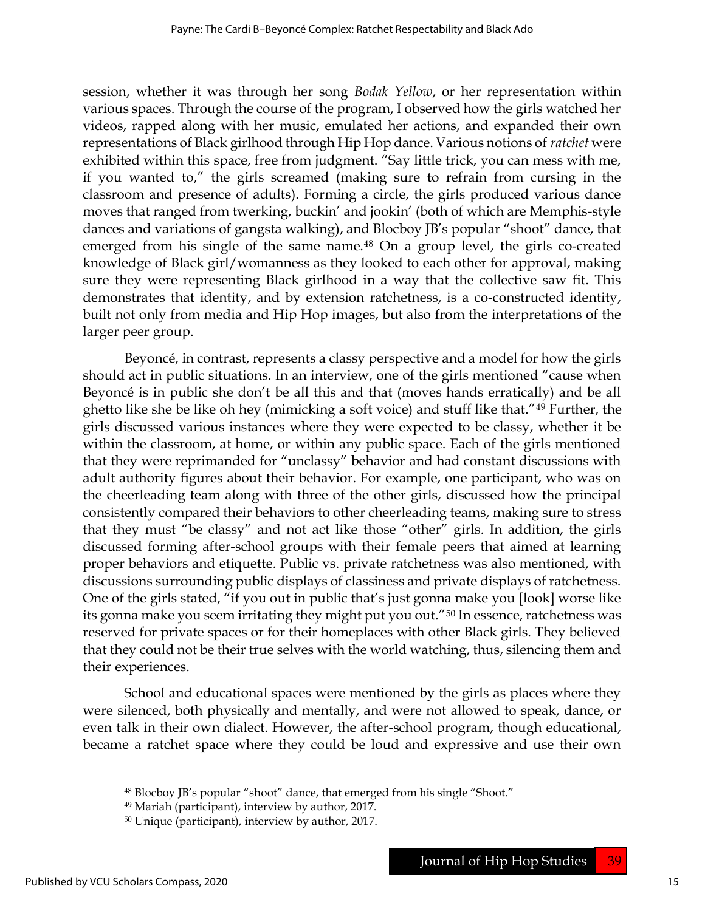session, whether it was through her song *Bodak Yellow*, or her representation within various spaces. Through the course of the program, I observed how the girls watched her videos, rapped along with her music, emulated her actions, and expanded their own representations of Black girlhood through Hip Hop dance. Various notions of *ratchet* were exhibited within this space, free from judgment. "Say little trick, you can mess with me, if you wanted to," the girls screamed (making sure to refrain from cursing in the classroom and presence of adults). Forming a circle, the girls produced various dance moves that ranged from twerking, buckin' and jookin' (both of which are Memphis-style dances and variations of gangsta walking), and Blocboy JB's popular "shoot" dance, that emerged from his single of the same name.[48] On a group level, the girls co-created knowledge of Black girl/womanness as they looked to each other for approval, making sure they were representing Black girlhood in a way that the collective saw fit. This demonstrates that identity, and by extension ratchetness, is a co-constructed identity, built not only from media and Hip Hop images, but also from the interpretations of the larger peer group.

Beyoncé, in contrast, represents a classy perspective and a model for how the girls should act in public situations. In an interview, one of the girls mentioned "cause when Beyoncé is in public she don't be all this and that (moves hands erratically) and be all ghetto like she be like oh hey (mimicking a soft voice) and stuff like that."[49] Further, the girls discussed various instances where they were expected to be classy, whether it be within the classroom, at home, or within any public space. Each of the girls mentioned that they were reprimanded for "unclassy" behavior and had constant discussions with adult authority figures about their behavior. For example, one participant, who was on the cheerleading team along with three of the other girls, discussed how the principal consistently compared their behaviors to other cheerleading teams, making sure to stress that they must "be classy" and not act like those "other" girls. In addition, the girls discussed forming after-school groups with their female peers that aimed at learning proper behaviors and etiquette. Public vs. private ratchetness was also mentioned, with discussions surrounding public displays of classiness and private displays of ratchetness. One of the girls stated, "if you out in public that's just gonna make you [look] worse like its gonna make you seem irritating they might put you out."[50] In essence, ratchetness was reserved for private spaces or for their homeplaces with other Black girls. They believed that they could not be their true selves with the world watching, thus, silencing them and their experiences.

School and educational spaces were mentioned by the girls as places where they were silenced, both physically and mentally, and were not allowed to speak, dance, or even talk in their own dialect. However, the after-school program, though educational, became a ratchet space where they could be loud and expressive and use their own

---

[48] Blocboy JB's popular "shoot" dance, that emerged from his single "Shoot."

[49] Mariah (participant), interview by author, 2017.

[50] Unique (participant), interview by author, 2017.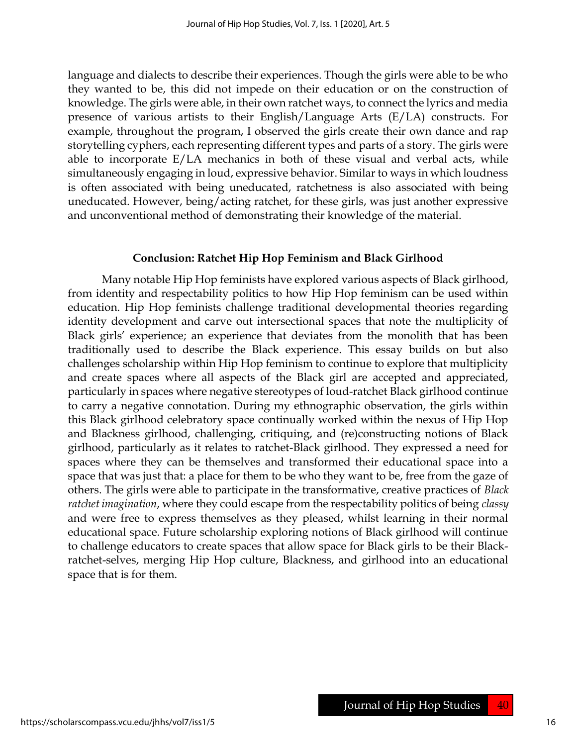language and dialects to describe their experiences. Though the girls were able to be who they wanted to be, this did not impede on their education or on the construction of knowledge. The girls were able, in their own ratchet ways, to connect the lyrics and media presence of various artists to their English/Language Arts (E/LA) constructs. For example, throughout the program, I observed the girls create their own dance and rap storytelling cyphers, each representing different types and parts of a story. The girls were able to incorporate E/LA mechanics in both of these visual and verbal acts, while simultaneously engaging in loud, expressive behavior. Similar to ways in which loudness is often associated with being uneducated, ratchetness is also associated with being uneducated. However, being/acting ratchet, for these girls, was just another expressive and unconventional method of demonstrating their knowledge of the material.

### Conclusion: Ratchet Hip Hop Feminism and Black Girlhood

Many notable Hip Hop feminists have explored various aspects of Black girlhood, from identity and respectability politics to how Hip Hop feminism can be used within education. Hip Hop feminists challenge traditional developmental theories regarding identity development and carve out intersectional spaces that note the multiplicity of Black girls' experience; an experience that deviates from the monolith that has been traditionally used to describe the Black experience. This essay builds on but also challenges scholarship within Hip Hop feminism to continue to explore that multiplicity and create spaces where all aspects of the Black girl are accepted and appreciated, particularly in spaces where negative stereotypes of loud-ratchet Black girlhood continue to carry a negative connotation. During my ethnographic observation, the girls within this Black girlhood celebratory space continually worked within the nexus of Hip Hop and Blackness girlhood, challenging, critiquing, and (re)constructing notions of Black girlhood, particularly as it relates to ratchet-Black girlhood. They expressed a need for spaces where they can be themselves and transformed their educational space into a space that was just that: a place for them to be who they want to be, free from the gaze of others. The girls were able to participate in the transformative, creative practices of *Black ratchet imagination*, where they could escape from the respectability politics of being *classy* and were free to express themselves as they pleased, whilst learning in their normal educational space. Future scholarship exploring notions of Black girlhood will continue to challenge educators to create spaces that allow space for Black girls to be their Black-ratchet-selves, merging Hip Hop culture, Blackness, and girlhood into an educational space that is for them.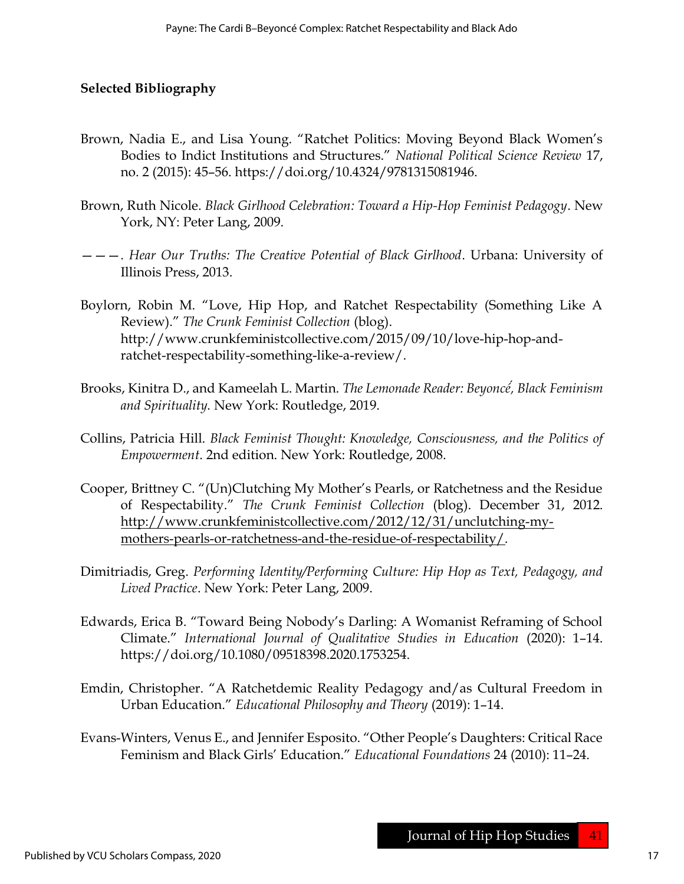## Selected Bibliography

Brown, Nadia E., and Lisa Young. "Ratchet Politics: Moving Beyond Black Women's Bodies to Indict Institutions and Structures." *National Political Science Review* 17, no. 2 (2015): 45–56. https://doi.org/10.4324/9781315081946.

Brown, Ruth Nicole. *Black Girlhood Celebration: Toward a Hip-Hop Feminist Pedagogy*. New York, NY: Peter Lang, 2009.

———. *Hear Our Truths: The Creative Potential of Black Girlhood*. Urbana: University of Illinois Press, 2013.

Boylorn, Robin M. "Love, Hip Hop, and Ratchet Respectability (Something Like A Review)." *The Crunk Feminist Collection* (blog). http://www.crunkfeministcollective.com/2015/09/10/love-hip-hop-and-ratchet-respectability-something-like-a-review/.

Brooks, Kinitra D., and Kameelah L. Martin. *The Lemonade Reader: Beyoncé, Black Feminism and Spirituality.* New York: Routledge, 2019.

Collins, Patricia Hill. *Black Feminist Thought: Knowledge, Consciousness, and the Politics of Empowerment*. 2nd edition. New York: Routledge, 2008.

Cooper, Brittney C. "(Un)Clutching My Mother's Pearls, or Ratchetness and the Residue of Respectability." *The Crunk Feminist Collection* (blog). December 31, 2012. http://www.crunkfeministcollective.com/2012/12/31/unclutching-my-mothers-pearls-or-ratchetness-and-the-residue-of-respectability/.

Dimitriadis, Greg. *Performing Identity/Performing Culture: Hip Hop as Text, Pedagogy, and Lived Practice*. New York: Peter Lang, 2009.

Edwards, Erica B. "Toward Being Nobody's Darling: A Womanist Reframing of School Climate." *International Journal of Qualitative Studies in Education* (2020): 1–14. https://doi.org/10.1080/09518398.2020.1753254.

Emdin, Christopher. "A Ratchetdemic Reality Pedagogy and/as Cultural Freedom in Urban Education." *Educational Philosophy and Theory* (2019): 1–14.

Evans-Winters, Venus E., and Jennifer Esposito. "Other People's Daughters: Critical Race Feminism and Black Girls' Education." *Educational Foundations* 24 (2010): 11–24.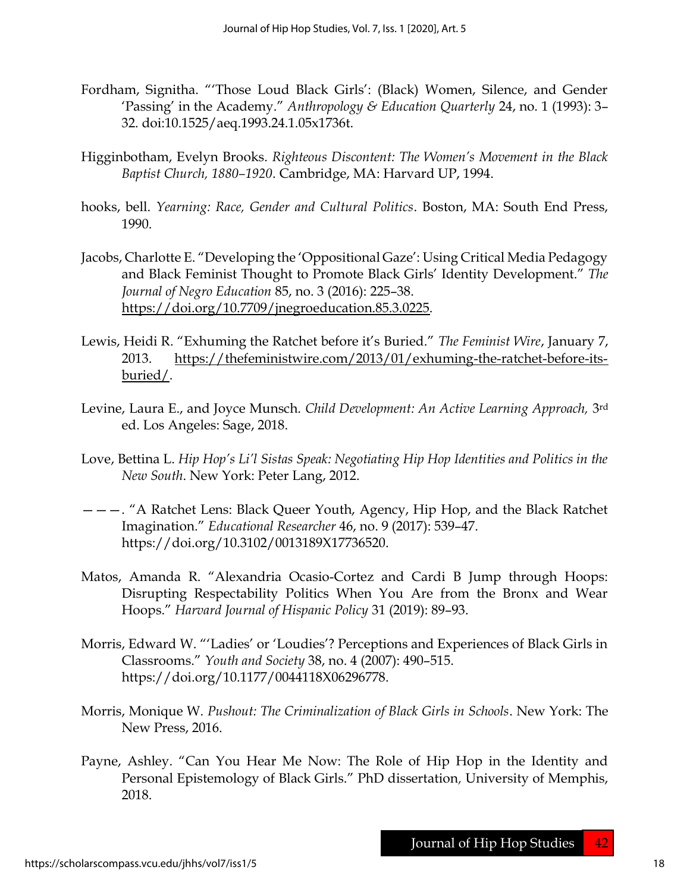Fordham, Signitha. "'Those Loud Black Girls': (Black) Women, Silence, and Gender 'Passing' in the Academy." *Anthropology & Education Quarterly* 24, no. 1 (1993): 3–32. doi:10.1525/aeq.1993.24.1.05x1736t.

Higginbotham, Evelyn Brooks. *Righteous Discontent: The Women's Movement in the Black Baptist Church, 1880–1920*. Cambridge, MA: Harvard UP, 1994.

hooks, bell. *Yearning: Race, Gender and Cultural Politics*. Boston, MA: South End Press, 1990.

Jacobs, Charlotte E. "Developing the 'Oppositional Gaze': Using Critical Media Pedagogy and Black Feminist Thought to Promote Black Girls' Identity Development." *The Journal of Negro Education* 85, no. 3 (2016): 225–38. https://doi.org/10.7709/jnegroeducation.85.3.0225.

Lewis, Heidi R. "Exhuming the Ratchet before it's Buried." *The Feminist Wire*, January 7, 2013. https://thefeministwire.com/2013/01/exhuming-the-ratchet-before-its-buried/.

Levine, Laura E., and Joyce Munsch. *Child Development: An Active Learning Approach,* 3rd ed. Los Angeles: Sage, 2018.

Love, Bettina L. *Hip Hop's Li'l Sistas Speak: Negotiating Hip Hop Identities and Politics in the New South*. New York: Peter Lang, 2012.

———. "A Ratchet Lens: Black Queer Youth, Agency, Hip Hop, and the Black Ratchet Imagination." *Educational Researcher* 46, no. 9 (2017): 539–47. https://doi.org/10.3102/0013189X17736520.

Matos, Amanda R. "Alexandria Ocasio-Cortez and Cardi B Jump through Hoops: Disrupting Respectability Politics When You Are from the Bronx and Wear Hoops." *Harvard Journal of Hispanic Policy* 31 (2019): 89–93.

Morris, Edward W. "'Ladies' or 'Loudies'? Perceptions and Experiences of Black Girls in Classrooms." *Youth and Society* 38, no. 4 (2007): 490–515. https://doi.org/10.1177/0044118X06296778.

Morris, Monique W. *Pushout: The Criminalization of Black Girls in Schools*. New York: The New Press, 2016.

Payne, Ashley. "Can You Hear Me Now: The Role of Hip Hop in the Identity and Personal Epistemology of Black Girls." PhD dissertation, University of Memphis, 2018.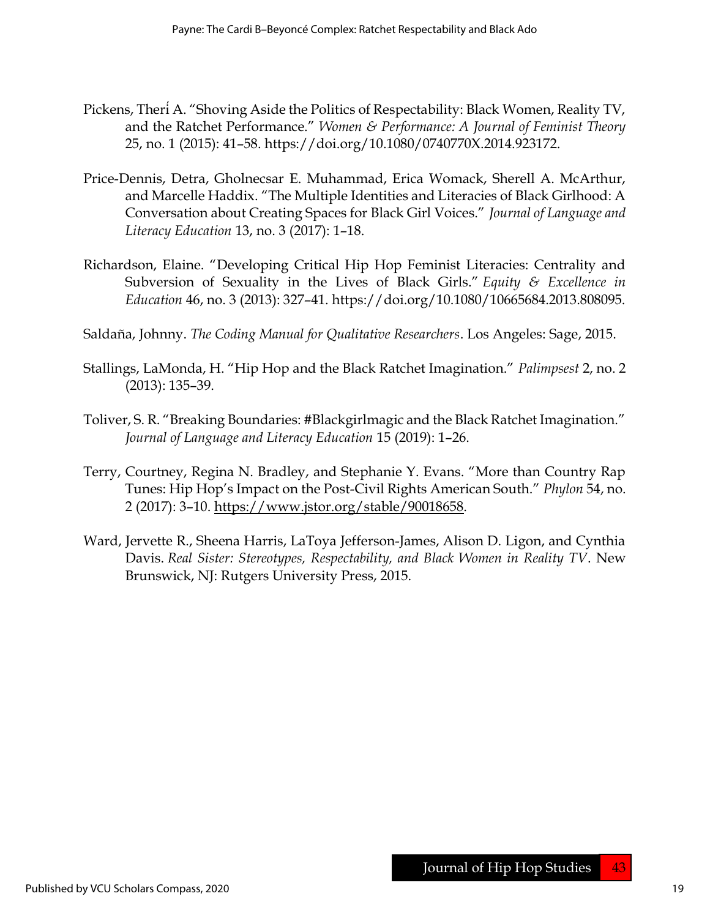Pickens, Therí A. "Shoving Aside the Politics of Respectability: Black Women, Reality TV, and the Ratchet Performance." *Women & Performance: A Journal of Feminist Theory* 25, no. 1 (2015): 41–58. https://doi.org/10.1080/0740770X.2014.923172.

Price-Dennis, Detra, Gholnecsar E. Muhammad, Erica Womack, Sherell A. McArthur, and Marcelle Haddix. "The Multiple Identities and Literacies of Black Girlhood: A Conversation about Creating Spaces for Black Girl Voices." *Journal of Language and Literacy Education* 13, no. 3 (2017): 1–18.

Richardson, Elaine. "Developing Critical Hip Hop Feminist Literacies: Centrality and Subversion of Sexuality in the Lives of Black Girls." *Equity & Excellence in Education* 46, no. 3 (2013): 327–41. https://doi.org/10.1080/10665684.2013.808095.

Saldaña, Johnny. *The Coding Manual for Qualitative Researchers*. Los Angeles: Sage, 2015.

Stallings, LaMonda, H. "Hip Hop and the Black Ratchet Imagination." *Palimpsest* 2, no. 2 (2013): 135–39.

Toliver, S. R. "Breaking Boundaries: #Blackgirlmagic and the Black Ratchet Imagination." *Journal of Language and Literacy Education* 15 (2019): 1–26.

Terry, Courtney, Regina N. Bradley, and Stephanie Y. Evans. "More than Country Rap Tunes: Hip Hop's Impact on the Post-Civil Rights American South." *Phylon* 54, no. 2 (2017): 3–10. https://www.jstor.org/stable/90018658.

Ward, Jervette R., Sheena Harris, LaToya Jefferson-James, Alison D. Ligon, and Cynthia Davis. *Real Sister: Stereotypes, Respectability, and Black Women in Reality TV*. New Brunswick, NJ: Rutgers University Press, 2015.